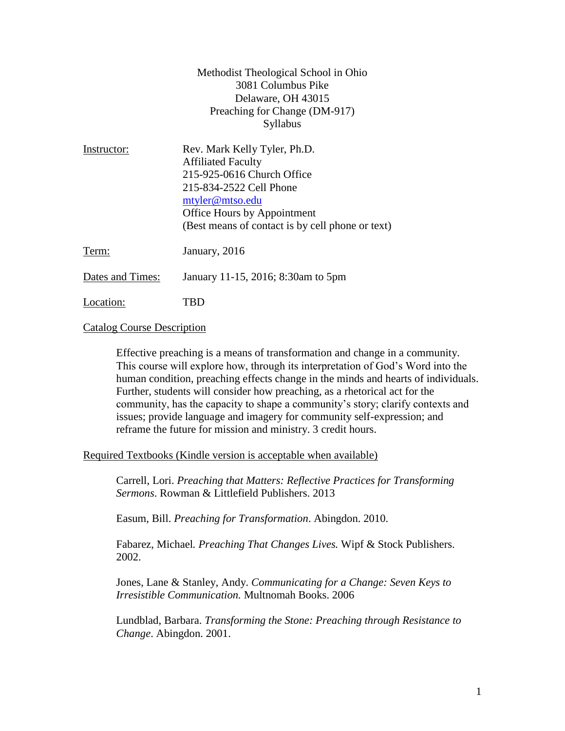Methodist Theological School in Ohio
3081 Columbus Pike
Delaware, OH 43015
Preaching for Change (DM-917)
Syllabus

| | |
|---|---|
| Instructor: | Rev. Mark Kelly Tyler, Ph.D.<br>Affiliated Faculty<br>215-925-0616 Church Office<br>215-834-2522 Cell Phone<br>mtyler@mtso.edu<br>Office Hours by Appointment<br>(Best means of contact is by cell phone or text) |
| Term: | January, 2016 |
| Dates and Times: | January 11-15, 2016; 8:30am to 5pm |
| Location: | TBD |

## Catalog Course Description

Effective preaching is a means of transformation and change in a community. This course will explore how, through its interpretation of God's Word into the human condition, preaching effects change in the minds and hearts of individuals. Further, students will consider how preaching, as a rhetorical act for the community, has the capacity to shape a community's story; clarify contexts and issues; provide language and imagery for community self-expression; and reframe the future for mission and ministry. 3 credit hours.

## Required Textbooks (Kindle version is acceptable when available)

Carrell, Lori. *Preaching that Matters: Reflective Practices for Transforming Sermons*. Rowman & Littlefield Publishers. 2013

Easum, Bill. *Preaching for Transformation*. Abingdon. 2010.

Fabarez, Michael. *Preaching That Changes Lives.* Wipf & Stock Publishers. 2002.

Jones, Lane & Stanley, Andy. *Communicating for a Change: Seven Keys to Irresistible Communication.* Multnomah Books. 2006

Lundblad, Barbara. *Transforming the Stone: Preaching through Resistance to Change*. Abingdon. 2001.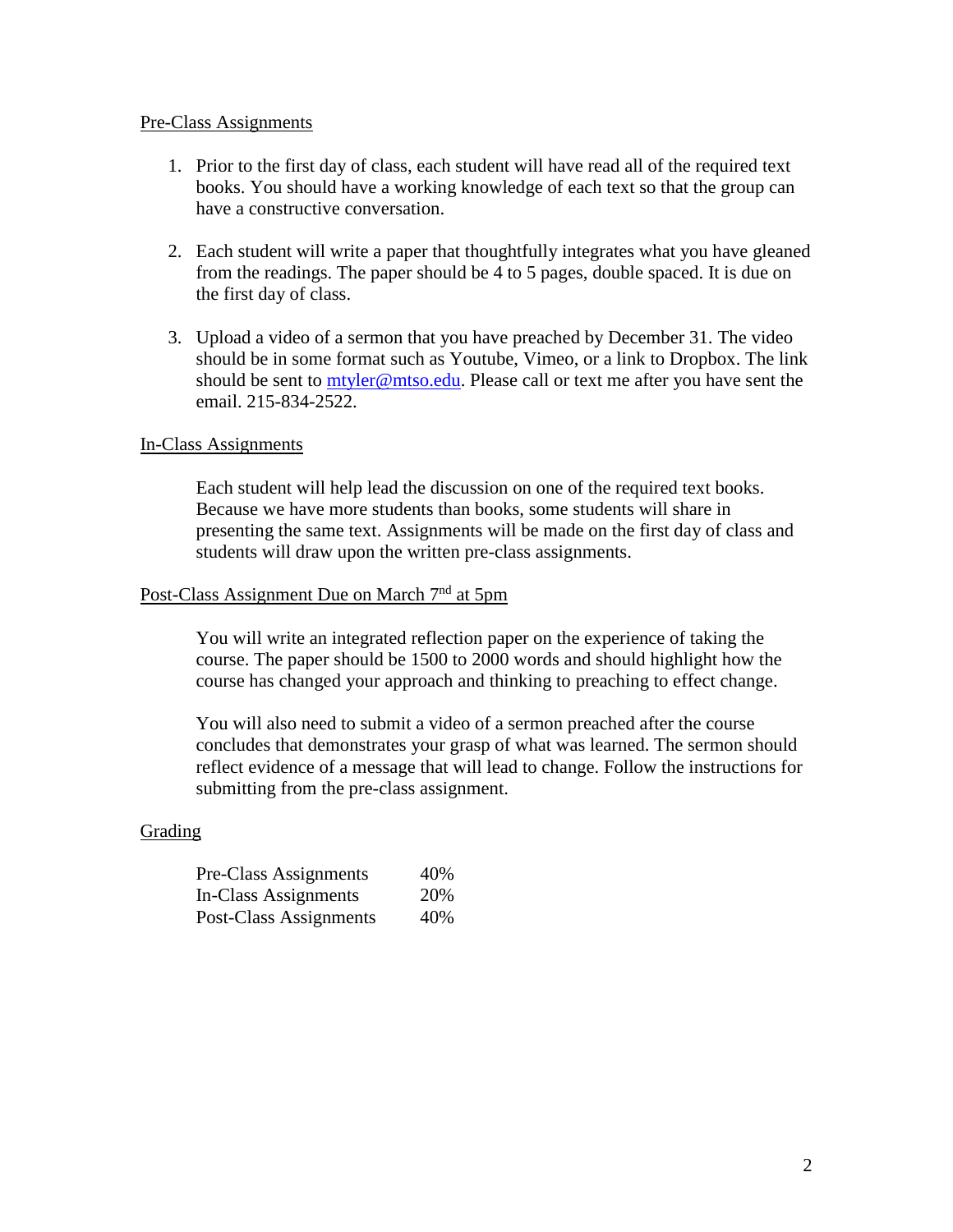## Pre-Class Assignments

1. Prior to the first day of class, each student will have read all of the required text books. You should have a working knowledge of each text so that the group can have a constructive conversation.

2. Each student will write a paper that thoughtfully integrates what you have gleaned from the readings. The paper should be 4 to 5 pages, double spaced. It is due on the first day of class.

3. Upload a video of a sermon that you have preached by December 31. The video should be in some format such as Youtube, Vimeo, or a link to Dropbox. The link should be sent to mtyler@mtso.edu. Please call or text me after you have sent the email. 215-834-2522.

## In-Class Assignments

Each student will help lead the discussion on one of the required text books. Because we have more students than books, some students will share in presenting the same text. Assignments will be made on the first day of class and students will draw upon the written pre-class assignments.

## Post-Class Assignment Due on March 7th at 5pm

You will write an integrated reflection paper on the experience of taking the course. The paper should be 1500 to 2000 words and should highlight how the course has changed your approach and thinking to preaching to effect change.

You will also need to submit a video of a sermon preached after the course concludes that demonstrates your grasp of what was learned. The sermon should reflect evidence of a message that will lead to change. Follow the instructions for submitting from the pre-class assignment.

## Grading

| | |
|---|---|
| Pre-Class Assignments | 40% |
| In-Class Assignments | 20% |
| Post-Class Assignments | 40% |